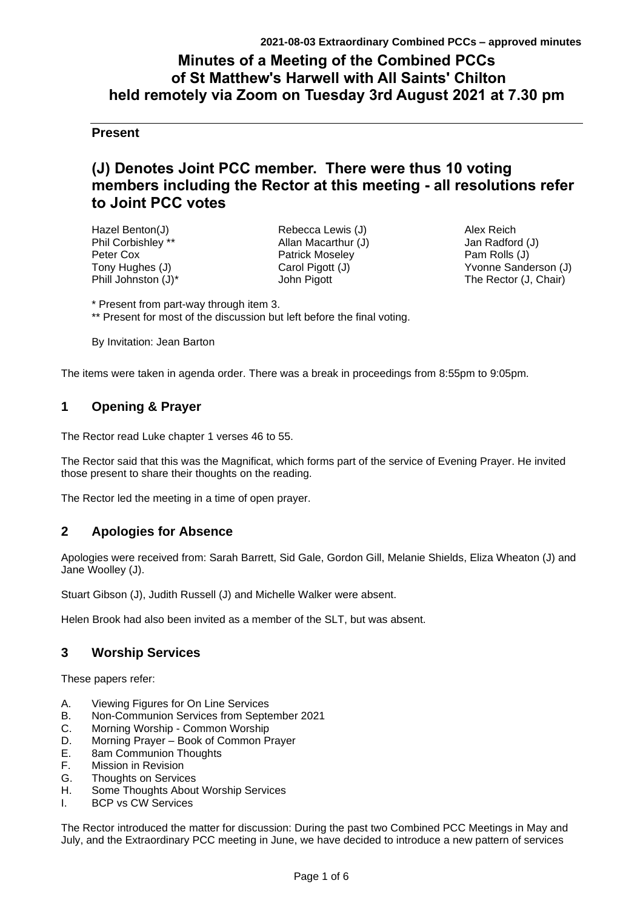# Minutes of a Meeting of the Combined PCCs of St Matthew's Harwell with All Saints' Chilton held remotely via Zoom on Tuesday 3rd August 2021 at 7.30 pm

**Present**

## (J) Denotes Joint PCC member. There were thus 10 voting members including the Rector at this meeting - all resolutions refer to Joint PCC votes

| | | |
|---|---|---|
| Hazel Benton(J) | Rebecca Lewis (J) | Alex Reich |
| Phil Corbishley ** | Allan Macarthur (J) | Jan Radford (J) |
| Peter Cox | Patrick Moseley | Pam Rolls (J) |
| Tony Hughes (J) | Carol Pigott (J) | Yvonne Sanderson (J) |
| Phill Johnston (J)* | John Pigott | The Rector (J, Chair) |

* Present from part-way through item 3.
** Present for most of the discussion but left before the final voting.

By Invitation: Jean Barton

The items were taken in agenda order. There was a break in proceedings from 8:55pm to 9:05pm.

## 1 Opening & Prayer

The Rector read Luke chapter 1 verses 46 to 55.

The Rector said that this was the Magnificat, which forms part of the service of Evening Prayer. He invited those present to share their thoughts on the reading.

The Rector led the meeting in a time of open prayer.

## 2 Apologies for Absence

Apologies were received from: Sarah Barrett, Sid Gale, Gordon Gill, Melanie Shields, Eliza Wheaton (J) and Jane Woolley (J).

Stuart Gibson (J), Judith Russell (J) and Michelle Walker were absent.

Helen Brook had also been invited as a member of the SLT, but was absent.

## 3 Worship Services

These papers refer:

A. Viewing Figures for On Line Services
B. Non-Communion Services from September 2021
C. Morning Worship - Common Worship
D. Morning Prayer – Book of Common Prayer
E. 8am Communion Thoughts
F. Mission in Revision
G. Thoughts on Services
H. Some Thoughts About Worship Services
I. BCP vs CW Services

The Rector introduced the matter for discussion: During the past two Combined PCC Meetings in May and July, and the Extraordinary PCC meeting in June, we have decided to introduce a new pattern of services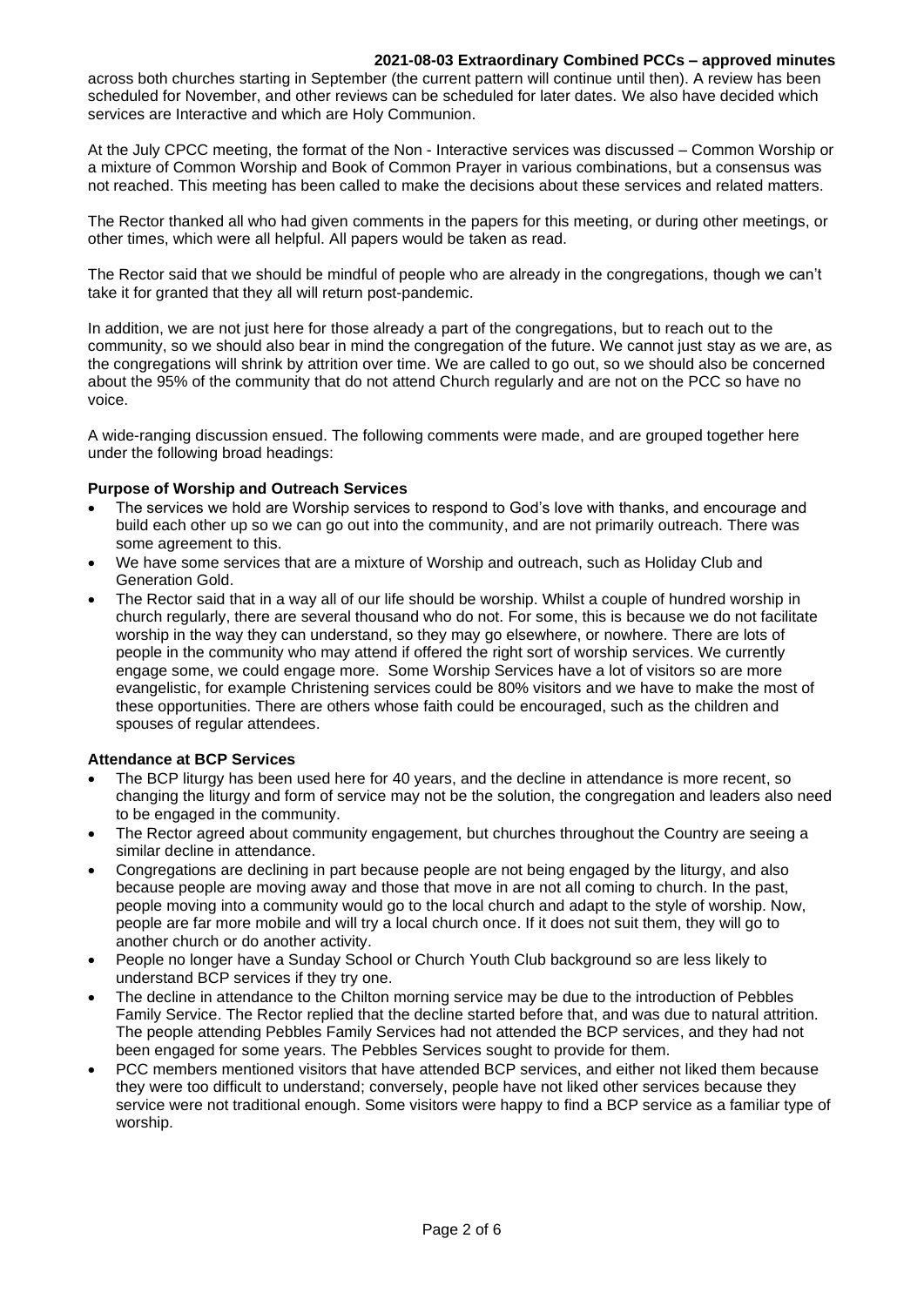across both churches starting in September (the current pattern will continue until then). A review has been scheduled for November, and other reviews can be scheduled for later dates. We also have decided which services are Interactive and which are Holy Communion.

At the July CPCC meeting, the format of the Non - Interactive services was discussed – Common Worship or a mixture of Common Worship and Book of Common Prayer in various combinations, but a consensus was not reached. This meeting has been called to make the decisions about these services and related matters.

The Rector thanked all who had given comments in the papers for this meeting, or during other meetings, or other times, which were all helpful. All papers would be taken as read.

The Rector said that we should be mindful of people who are already in the congregations, though we can't take it for granted that they all will return post-pandemic.

In addition, we are not just here for those already a part of the congregations, but to reach out to the community, so we should also bear in mind the congregation of the future. We cannot just stay as we are, as the congregations will shrink by attrition over time. We are called to go out, so we should also be concerned about the 95% of the community that do not attend Church regularly and are not on the PCC so have no voice.

A wide-ranging discussion ensued. The following comments were made, and are grouped together here under the following broad headings:

**Purpose of Worship and Outreach Services**

- The services we hold are Worship services to respond to God's love with thanks, and encourage and build each other up so we can go out into the community, and are not primarily outreach. There was some agreement to this.
- We have some services that are a mixture of Worship and outreach, such as Holiday Club and Generation Gold.
- The Rector said that in a way all of our life should be worship. Whilst a couple of hundred worship in church regularly, there are several thousand who do not. For some, this is because we do not facilitate worship in the way they can understand, so they may go elsewhere, or nowhere. There are lots of people in the community who may attend if offered the right sort of worship services. We currently engage some, we could engage more. Some Worship Services have a lot of visitors so are more evangelistic, for example Christening services could be 80% visitors and we have to make the most of these opportunities. There are others whose faith could be encouraged, such as the children and spouses of regular attendees.

**Attendance at BCP Services**

- The BCP liturgy has been used here for 40 years, and the decline in attendance is more recent, so changing the liturgy and form of service may not be the solution, the congregation and leaders also need to be engaged in the community.
- The Rector agreed about community engagement, but churches throughout the Country are seeing a similar decline in attendance.
- Congregations are declining in part because people are not being engaged by the liturgy, and also because people are moving away and those that move in are not all coming to church. In the past, people moving into a community would go to the local church and adapt to the style of worship. Now, people are far more mobile and will try a local church once. If it does not suit them, they will go to another church or do another activity.
- People no longer have a Sunday School or Church Youth Club background so are less likely to understand BCP services if they try one.
- The decline in attendance to the Chilton morning service may be due to the introduction of Pebbles Family Service. The Rector replied that the decline started before that, and was due to natural attrition. The people attending Pebbles Family Services had not attended the BCP services, and they had not been engaged for some years. The Pebbles Services sought to provide for them.
- PCC members mentioned visitors that have attended BCP services, and either not liked them because they were too difficult to understand; conversely, people have not liked other services because they service were not traditional enough. Some visitors were happy to find a BCP service as a familiar type of worship.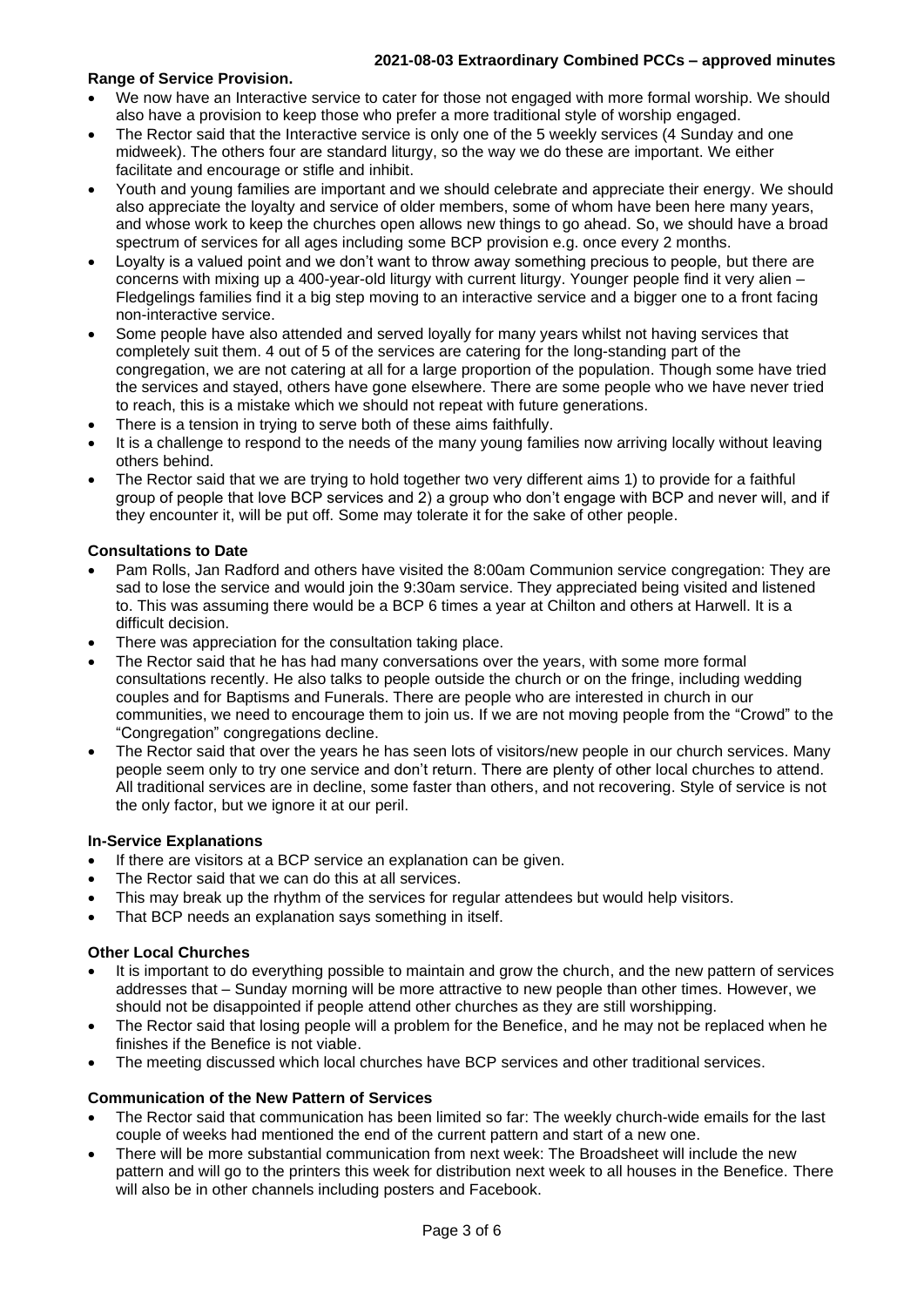**Range of Service Provision.**

- We now have an Interactive service to cater for those not engaged with more formal worship. We should also have a provision to keep those who prefer a more traditional style of worship engaged.
- The Rector said that the Interactive service is only one of the 5 weekly services (4 Sunday and one midweek). The others four are standard liturgy, so the way we do these are important. We either facilitate and encourage or stifle and inhibit.
- Youth and young families are important and we should celebrate and appreciate their energy. We should also appreciate the loyalty and service of older members, some of whom have been here many years, and whose work to keep the churches open allows new things to go ahead. So, we should have a broad spectrum of services for all ages including some BCP provision e.g. once every 2 months.
- Loyalty is a valued point and we don't want to throw away something precious to people, but there are concerns with mixing up a 400-year-old liturgy with current liturgy. Younger people find it very alien – Fledgelings families find it a big step moving to an interactive service and a bigger one to a front facing non-interactive service.
- Some people have also attended and served loyally for many years whilst not having services that completely suit them. 4 out of 5 of the services are catering for the long-standing part of the congregation, we are not catering at all for a large proportion of the population. Though some have tried the services and stayed, others have gone elsewhere. There are some people who we have never tried to reach, this is a mistake which we should not repeat with future generations.
- There is a tension in trying to serve both of these aims faithfully.
- It is a challenge to respond to the needs of the many young families now arriving locally without leaving others behind.
- The Rector said that we are trying to hold together two very different aims 1) to provide for a faithful group of people that love BCP services and 2) a group who don't engage with BCP and never will, and if they encounter it, will be put off. Some may tolerate it for the sake of other people.

**Consultations to Date**

- Pam Rolls, Jan Radford and others have visited the 8:00am Communion service congregation: They are sad to lose the service and would join the 9:30am service. They appreciated being visited and listened to. This was assuming there would be a BCP 6 times a year at Chilton and others at Harwell. It is a difficult decision.
- There was appreciation for the consultation taking place.
- The Rector said that he has had many conversations over the years, with some more formal consultations recently. He also talks to people outside the church or on the fringe, including wedding couples and for Baptisms and Funerals. There are people who are interested in church in our communities, we need to encourage them to join us. If we are not moving people from the "Crowd" to the "Congregation" congregations decline.
- The Rector said that over the years he has seen lots of visitors/new people in our church services. Many people seem only to try one service and don't return. There are plenty of other local churches to attend. All traditional services are in decline, some faster than others, and not recovering. Style of service is not the only factor, but we ignore it at our peril.

**In-Service Explanations**

- If there are visitors at a BCP service an explanation can be given.
- The Rector said that we can do this at all services.
- This may break up the rhythm of the services for regular attendees but would help visitors.
- That BCP needs an explanation says something in itself.

**Other Local Churches**

- It is important to do everything possible to maintain and grow the church, and the new pattern of services addresses that – Sunday morning will be more attractive to new people than other times. However, we should not be disappointed if people attend other churches as they are still worshipping.
- The Rector said that losing people will a problem for the Benefice, and he may not be replaced when he finishes if the Benefice is not viable.
- The meeting discussed which local churches have BCP services and other traditional services.

**Communication of the New Pattern of Services**

- The Rector said that communication has been limited so far: The weekly church-wide emails for the last couple of weeks had mentioned the end of the current pattern and start of a new one.
- There will be more substantial communication from next week: The Broadsheet will include the new pattern and will go to the printers this week for distribution next week to all houses in the Benefice. There will also be in other channels including posters and Facebook.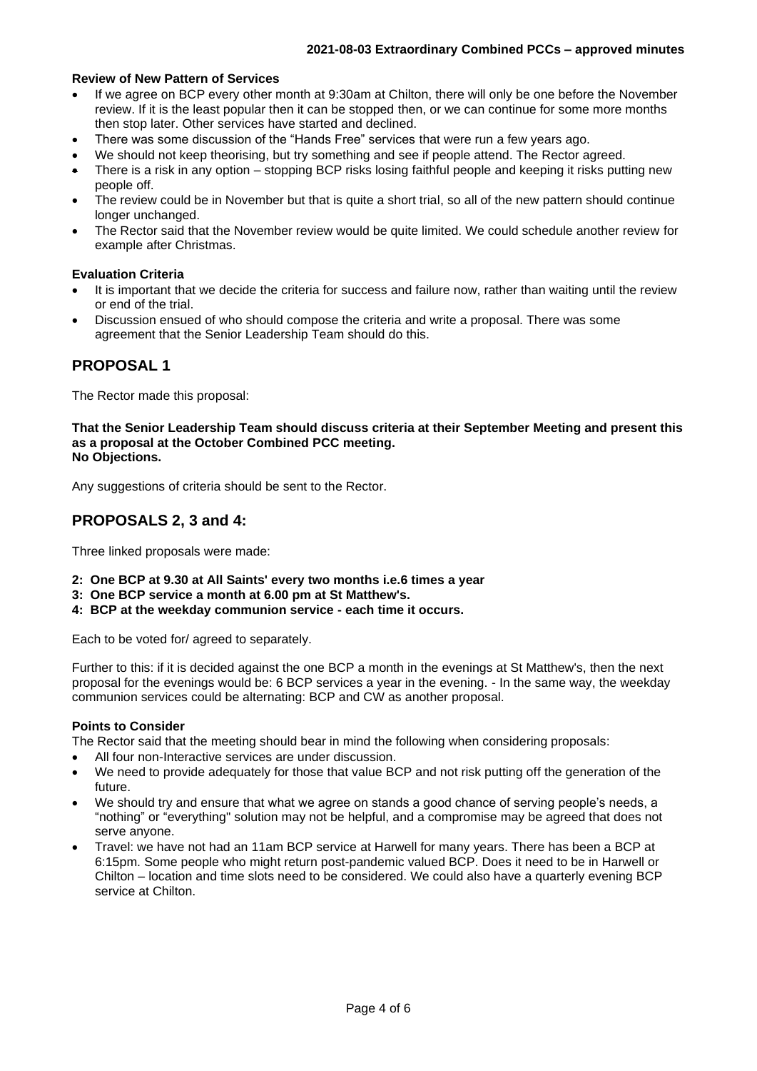#### Review of New Pattern of Services

- If we agree on BCP every other month at 9:30am at Chilton, there will only be one before the November review. If it is the least popular then it can be stopped then, or we can continue for some more months then stop later. Other services have started and declined.
- There was some discussion of the "Hands Free" services that were run a few years ago.
- We should not keep theorising, but try something and see if people attend. The Rector agreed.
- There is a risk in any option – stopping BCP risks losing faithful people and keeping it risks putting new people off.
- The review could be in November but that is quite a short trial, so all of the new pattern should continue longer unchanged.
- The Rector said that the November review would be quite limited. We could schedule another review for example after Christmas.

#### Evaluation Criteria

- It is important that we decide the criteria for success and failure now, rather than waiting until the review or end of the trial.
- Discussion ensued of who should compose the criteria and write a proposal. There was some agreement that the Senior Leadership Team should do this.

## PROPOSAL 1

The Rector made this proposal:

**That the Senior Leadership Team should discuss criteria at their September Meeting and present this as a proposal at the October Combined PCC meeting.**
**No Objections.**

Any suggestions of criteria should be sent to the Rector.

## PROPOSALS 2, 3 and 4:

Three linked proposals were made:

**2: One BCP at 9.30 at All Saints' every two months i.e.6 times a year**
**3: One BCP service a month at 6.00 pm at St Matthew's.**
**4: BCP at the weekday communion service - each time it occurs.**

Each to be voted for/ agreed to separately.

Further to this: if it is decided against the one BCP a month in the evenings at St Matthew's, then the next proposal for the evenings would be: 6 BCP services a year in the evening. - In the same way, the weekday communion services could be alternating: BCP and CW as another proposal.

#### Points to Consider

The Rector said that the meeting should bear in mind the following when considering proposals:

- All four non-Interactive services are under discussion.
- We need to provide adequately for those that value BCP and not risk putting off the generation of the future.
- We should try and ensure that what we agree on stands a good chance of serving people's needs, a "nothing" or "everything" solution may not be helpful, and a compromise may be agreed that does not serve anyone.
- Travel: we have not had an 11am BCP service at Harwell for many years. There has been a BCP at 6:15pm. Some people who might return post-pandemic valued BCP. Does it need to be in Harwell or Chilton – location and time slots need to be considered. We could also have a quarterly evening BCP service at Chilton.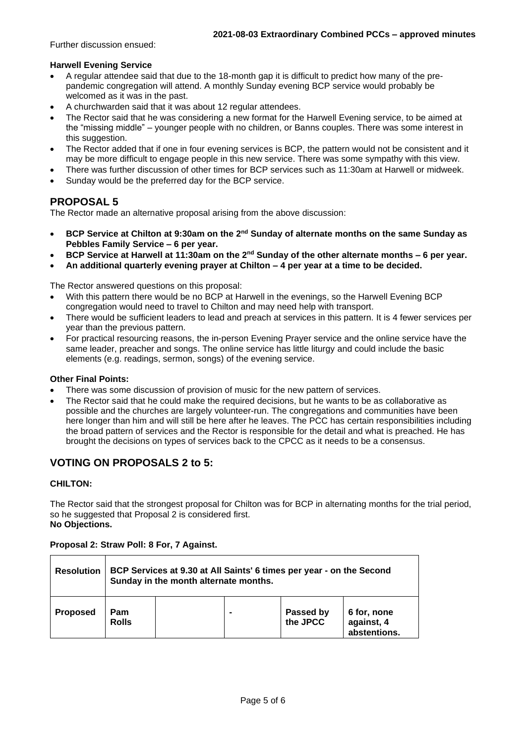Further discussion ensued:

**Harwell Evening Service**

- A regular attendee said that due to the 18-month gap it is difficult to predict how many of the pre-pandemic congregation will attend. A monthly Sunday evening BCP service would probably be welcomed as it was in the past.
- A churchwarden said that it was about 12 regular attendees.
- The Rector said that he was considering a new format for the Harwell Evening service, to be aimed at the "missing middle" – younger people with no children, or Banns couples. There was some interest in this suggestion.
- The Rector added that if one in four evening services is BCP, the pattern would not be consistent and it may be more difficult to engage people in this new service. There was some sympathy with this view.
- There was further discussion of other times for BCP services such as 11:30am at Harwell or midweek.
- Sunday would be the preferred day for the BCP service.

## PROPOSAL 5

The Rector made an alternative proposal arising from the above discussion:

- **BCP Service at Chilton at 9:30am on the 2nd Sunday of alternate months on the same Sunday as Pebbles Family Service – 6 per year.**
- **BCP Service at Harwell at 11:30am on the 2nd Sunday of the other alternate months – 6 per year.**
- **An additional quarterly evening prayer at Chilton – 4 per year at a time to be decided.**

The Rector answered questions on this proposal:

- With this pattern there would be no BCP at Harwell in the evenings, so the Harwell Evening BCP congregation would need to travel to Chilton and may need help with transport.
- There would be sufficient leaders to lead and preach at services in this pattern. It is 4 fewer services per year than the previous pattern.
- For practical resourcing reasons, the in-person Evening Prayer service and the online service have the same leader, preacher and songs. The online service has little liturgy and could include the basic elements (e.g. readings, sermon, songs) of the evening service.

**Other Final Points:**

- There was some discussion of provision of music for the new pattern of services.
- The Rector said that he could make the required decisions, but he wants to be as collaborative as possible and the churches are largely volunteer-run. The congregations and communities have been here longer than him and will still be here after he leaves. The PCC has certain responsibilities including the broad pattern of services and the Rector is responsible for the detail and what is preached. He has brought the decisions on types of services back to the CPCC as it needs to be a consensus.

## VOTING ON PROPOSALS 2 to 5:

**CHILTON:**

The Rector said that the strongest proposal for Chilton was for BCP in alternating months for the trial period, so he suggested that Proposal 2 is considered first.
**No Objections.**

**Proposal 2: Straw Poll: 8 For, 7 Against.**

| **Resolution** | **BCP Services at 9.30 at All Saints' 6 times per year - on the Second Sunday in the month alternate months.** | | | | |
|---|---|---|---|---|---|
| **Proposed** | **Pam Rolls** | | **-** | **Passed by the JPCC** | **6 for, none against, 4 abstentions.** |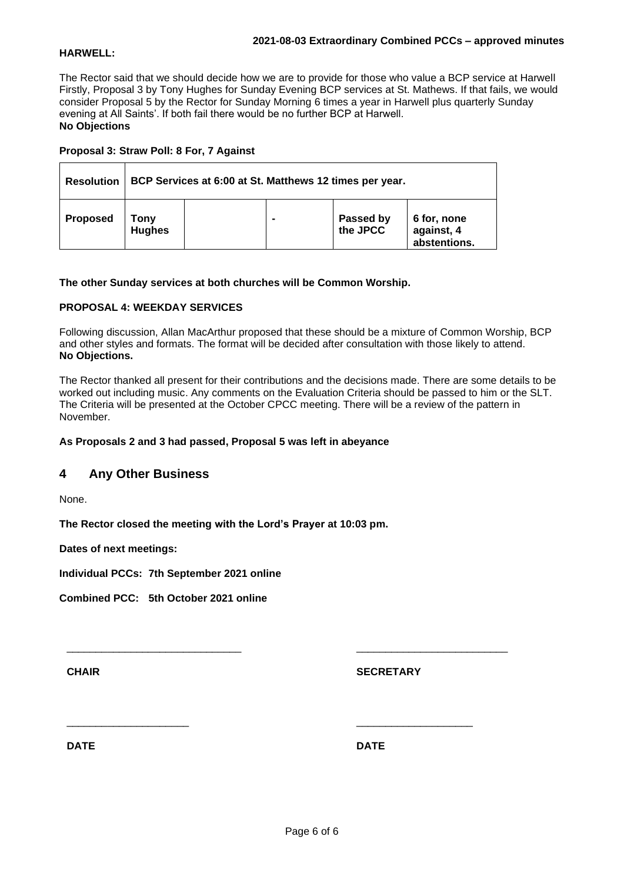**HARWELL:**

The Rector said that we should decide how we are to provide for those who value a BCP service at Harwell Firstly, Proposal 3 by Tony Hughes for Sunday Evening BCP services at St. Mathews. If that fails, we would consider Proposal 5 by the Rector for Sunday Morning 6 times a year in Harwell plus quarterly Sunday evening at All Saints'. If both fail there would be no further BCP at Harwell.
**No Objections**

**Proposal 3: Straw Poll: 8 For, 7 Against**

| | | | | | |
|---|---|---|---|---|---|
| **Resolution** | **BCP Services at 6:00 at St. Matthews 12 times per year.** | | | | |
| **Proposed** | **Tony Hughes** | | **-** | **Passed by the JPCC** | **6 for, none against, 4 abstentions.** |

**The other Sunday services at both churches will be Common Worship.**

**PROPOSAL 4: WEEKDAY SERVICES**

Following discussion, Allan MacArthur proposed that these should be a mixture of Common Worship, BCP and other styles and formats. The format will be decided after consultation with those likely to attend.
**No Objections.**

The Rector thanked all present for their contributions and the decisions made. There are some details to be worked out including music. Any comments on the Evaluation Criteria should be passed to him or the SLT. The Criteria will be presented at the October CPCC meeting. There will be a review of the pattern in November.

**As Proposals 2 and 3 had passed, Proposal 5 was left in abeyance**

## 4 Any Other Business

None.

**The Rector closed the meeting with the Lord's Prayer at 10:03 pm.**

**Dates of next meetings:**

**Individual PCCs: 7th September 2021 online**

**Combined PCC: 5th October 2021 online**

______________________________ ______________________________

**CHAIR** **SECRETARY**

______________________ ______________________

**DATE** **DATE**